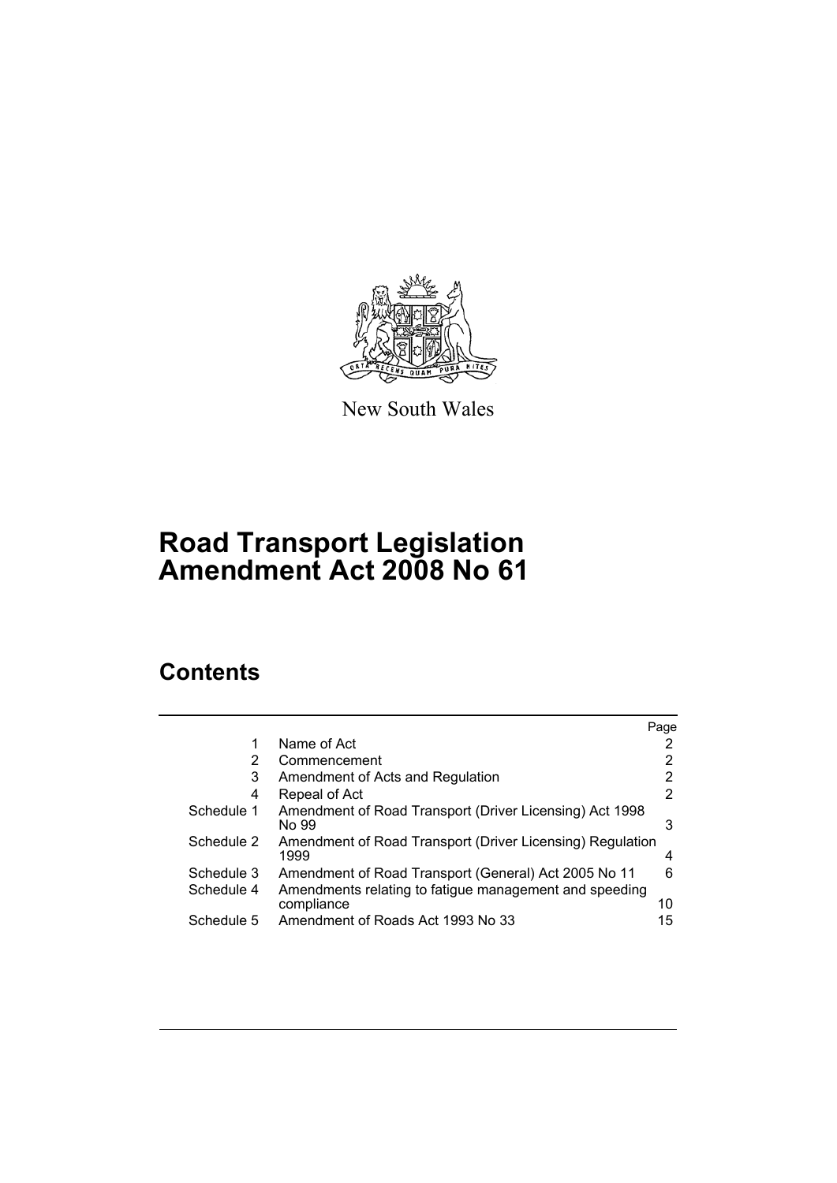New South Wales

# Road Transport Legislation Amendment Act 2008 No 61

## Contents

| | | Page |
|---|---|---|
| 1 | Name of Act | 2 |
| 2 | Commencement | 2 |
| 3 | Amendment of Acts and Regulation | 2 |
| 4 | Repeal of Act | 2 |
| Schedule 1 | Amendment of Road Transport (Driver Licensing) Act 1998 No 99 | 3 |
| Schedule 2 | Amendment of Road Transport (Driver Licensing) Regulation 1999 | 4 |
| Schedule 3 | Amendment of Road Transport (General) Act 2005 No 11 | 6 |
| Schedule 4 | Amendments relating to fatigue management and speeding compliance | 10 |
| Schedule 5 | Amendment of Roads Act 1993 No 33 | 15 |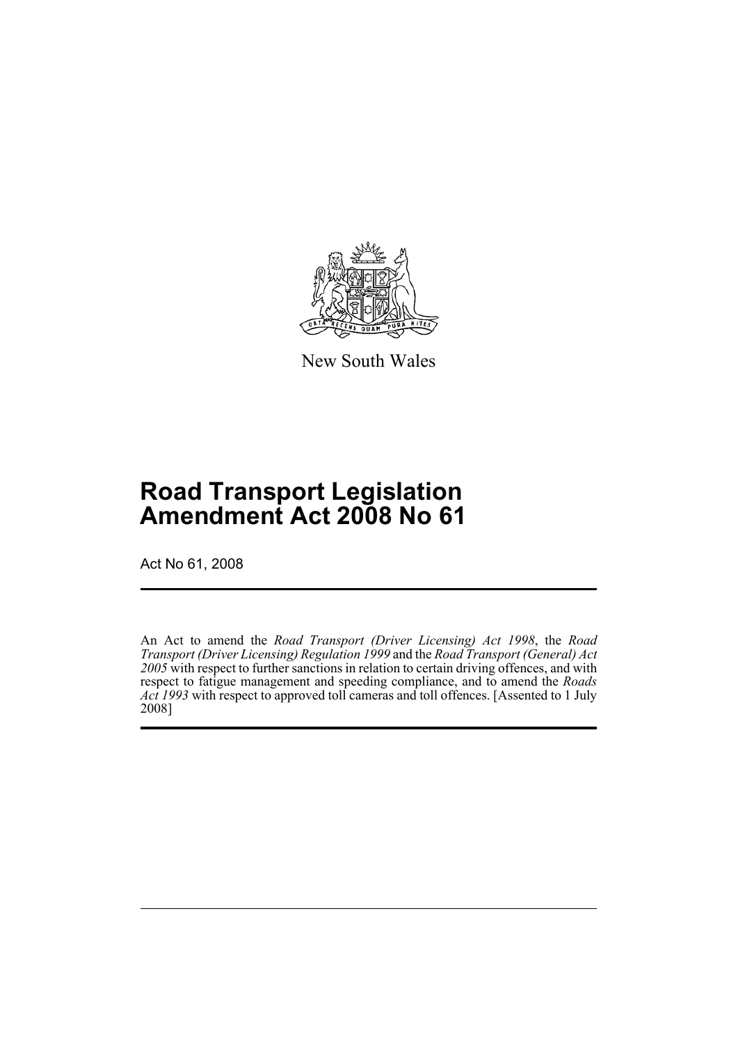New South Wales

# Road Transport Legislation Amendment Act 2008 No 61

Act No 61, 2008

An Act to amend the *Road Transport (Driver Licensing) Act 1998*, the *Road Transport (Driver Licensing) Regulation 1999* and the *Road Transport (General) Act 2005* with respect to further sanctions in relation to certain driving offences, and with respect to fatigue management and speeding compliance, and to amend the *Roads Act 1993* with respect to approved toll cameras and toll offences. [Assented to 1 July 2008]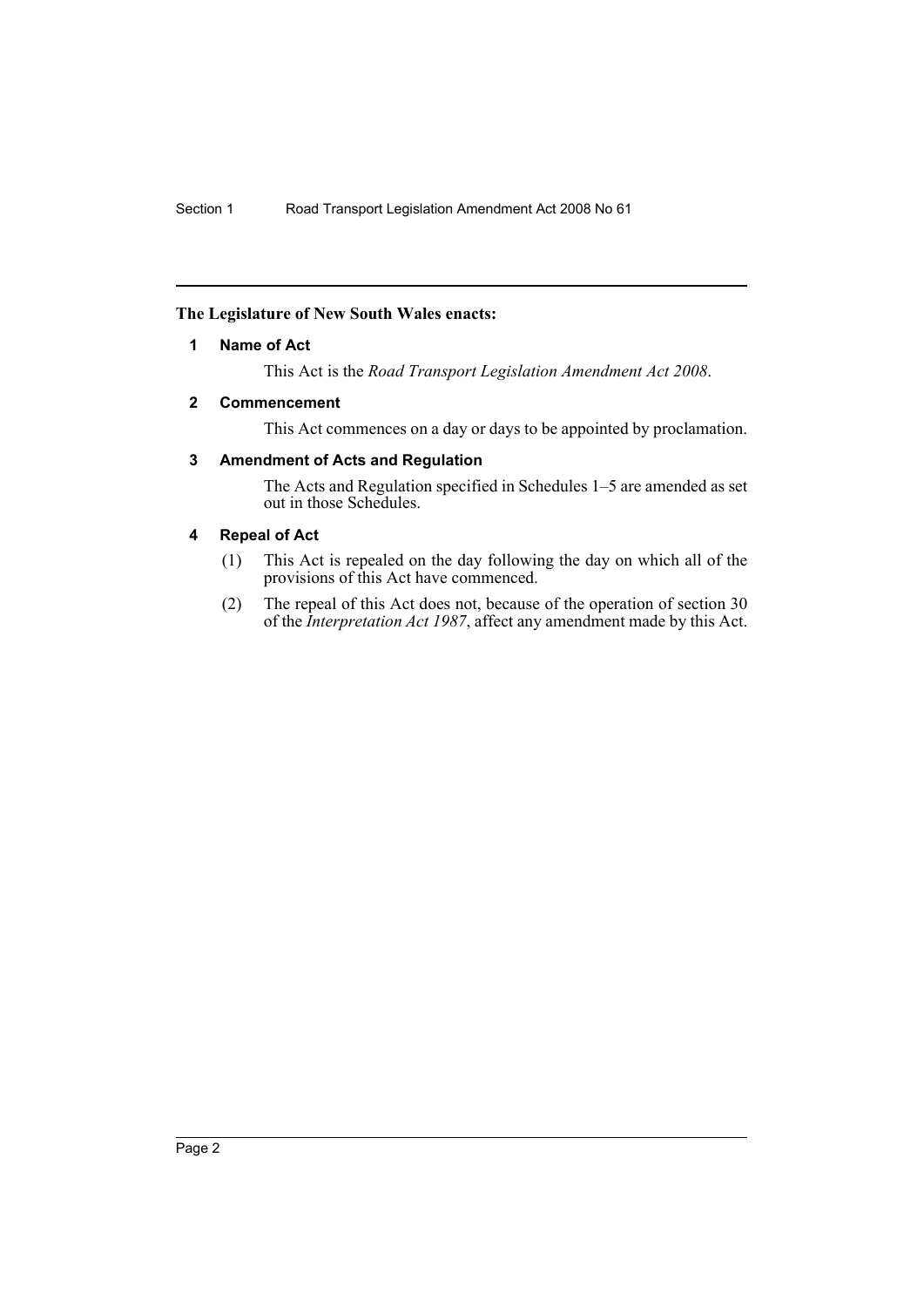**The Legislature of New South Wales enacts:**

## 1 Name of Act

This Act is the *Road Transport Legislation Amendment Act 2008*.

## 2 Commencement

This Act commences on a day or days to be appointed by proclamation.

## 3 Amendment of Acts and Regulation

The Acts and Regulation specified in Schedules 1–5 are amended as set out in those Schedules.

## 4 Repeal of Act

(1) This Act is repealed on the day following the day on which all of the provisions of this Act have commenced.

(2) The repeal of this Act does not, because of the operation of section 30 of the *Interpretation Act 1987*, affect any amendment made by this Act.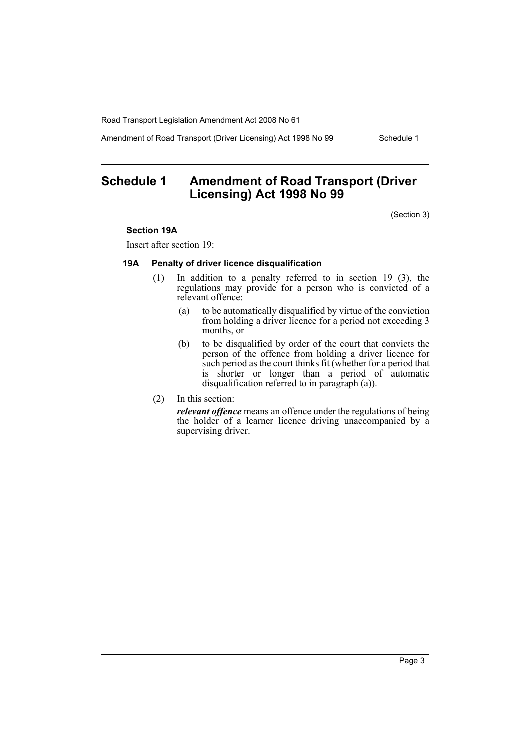# Schedule 1 Amendment of Road Transport (Driver Licensing) Act 1998 No 99

(Section 3)

**Section 19A**

Insert after section 19:

**19A Penalty of driver licence disqualification**

(1) In addition to a penalty referred to in section 19 (3), the regulations may provide for a person who is convicted of a relevant offence:

- (a) to be automatically disqualified by virtue of the conviction from holding a driver licence for a period not exceeding 3 months, or
- (b) to be disqualified by order of the court that convicts the person of the offence from holding a driver licence for such period as the court thinks fit (whether for a period that is shorter or longer than a period of automatic disqualification referred to in paragraph (a)).

(2) In this section:

***relevant offence*** means an offence under the regulations of being the holder of a learner licence driving unaccompanied by a supervising driver.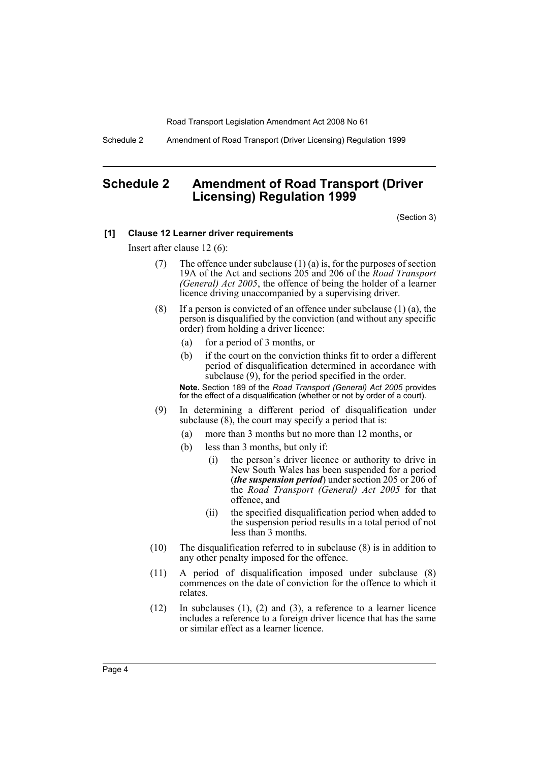# Schedule 2 Amendment of Road Transport (Driver Licensing) Regulation 1999

(Section 3)

**[1] Clause 12 Learner driver requirements**

Insert after clause 12 (6):

(7) The offence under subclause (1) (a) is, for the purposes of section 19A of the Act and sections 205 and 206 of the *Road Transport (General) Act 2005*, the offence of being the holder of a learner licence driving unaccompanied by a supervising driver.

(8) If a person is convicted of an offence under subclause (1) (a), the person is disqualified by the conviction (and without any specific order) from holding a driver licence:

- (a) for a period of 3 months, or
- (b) if the court on the conviction thinks fit to order a different period of disqualification determined in accordance with subclause (9), for the period specified in the order.

**Note.** Section 189 of the *Road Transport (General) Act 2005* provides for the effect of a disqualification (whether or not by order of a court).

(9) In determining a different period of disqualification under subclause (8), the court may specify a period that is:

- (a) more than 3 months but no more than 12 months, or
- (b) less than 3 months, but only if:
  - (i) the person's driver licence or authority to drive in New South Wales has been suspended for a period (***the suspension period***) under section 205 or 206 of the *Road Transport (General) Act 2005* for that offence, and
  - (ii) the specified disqualification period when added to the suspension period results in a total period of not less than 3 months.

(10) The disqualification referred to in subclause (8) is in addition to any other penalty imposed for the offence.

(11) A period of disqualification imposed under subclause (8) commences on the date of conviction for the offence to which it relates.

(12) In subclauses (1), (2) and (3), a reference to a learner licence includes a reference to a foreign driver licence that has the same or similar effect as a learner licence.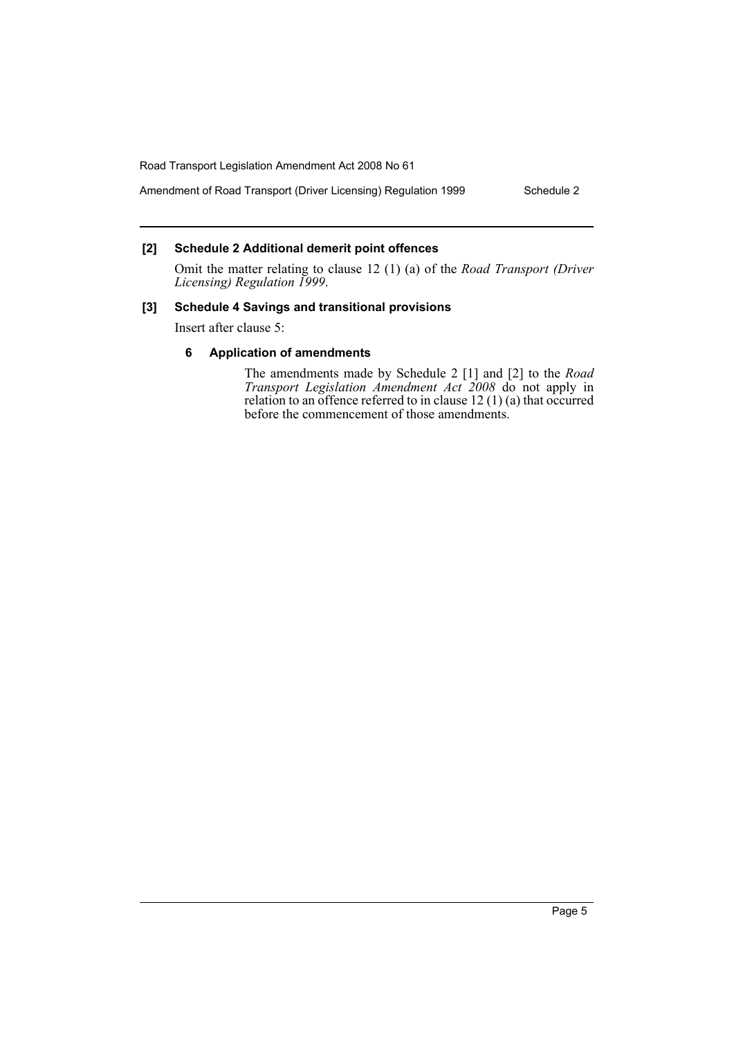**[2] Schedule 2 Additional demerit point offences**

Omit the matter relating to clause 12 (1) (a) of the *Road Transport (Driver Licensing) Regulation 1999*.

**[3] Schedule 4 Savings and transitional provisions**

Insert after clause 5:

**6 Application of amendments**

The amendments made by Schedule 2 [1] and [2] to the *Road Transport Legislation Amendment Act 2008* do not apply in relation to an offence referred to in clause 12 (1) (a) that occurred before the commencement of those amendments.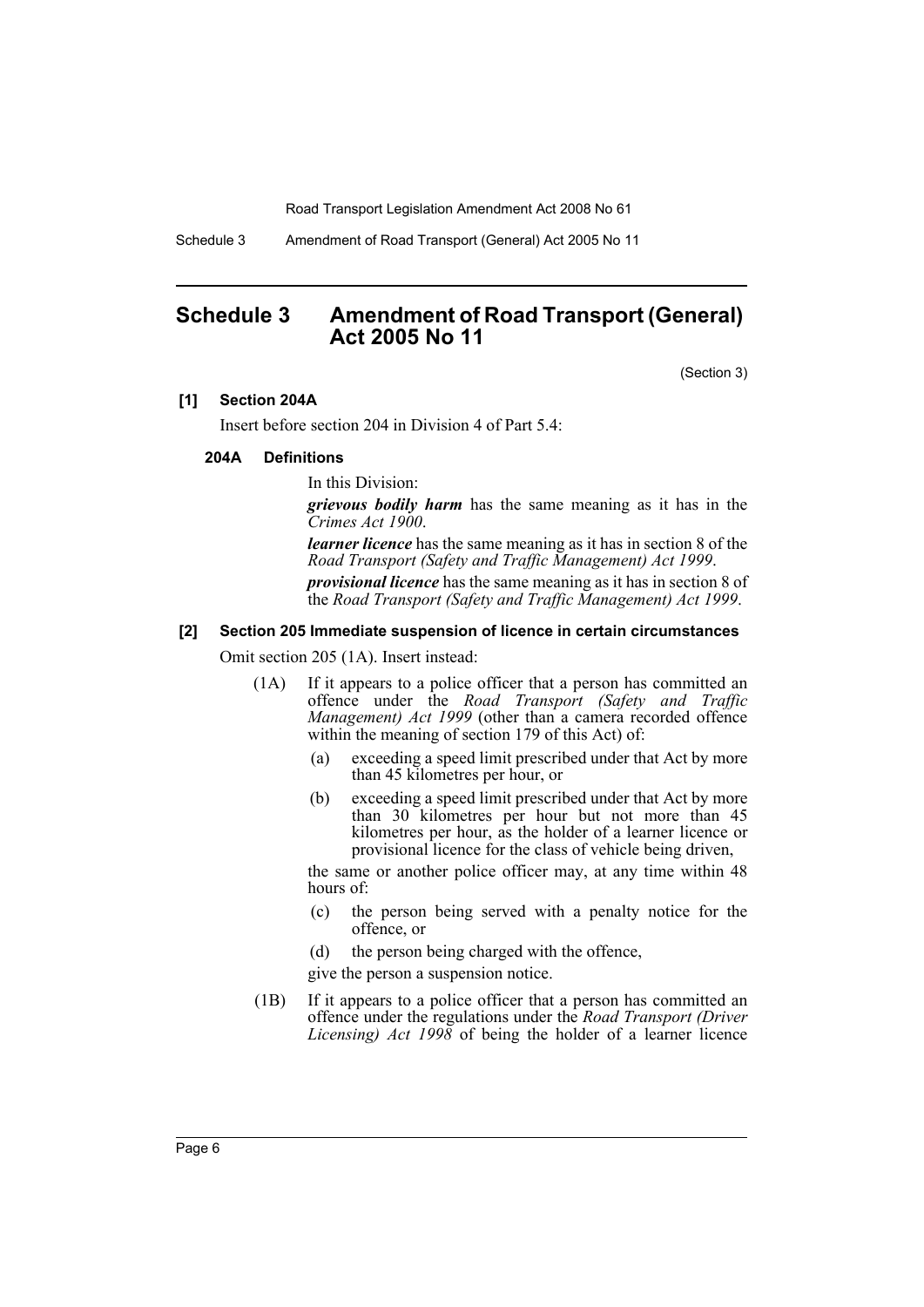## Schedule 3 Amendment of Road Transport (General) Act 2005 No 11

(Section 3)

**[1] Section 204A**

Insert before section 204 in Division 4 of Part 5.4:

**204A Definitions**

In this Division:

***grievous bodily harm*** has the same meaning as it has in the *Crimes Act 1900*.

***learner licence*** has the same meaning as it has in section 8 of the *Road Transport (Safety and Traffic Management) Act 1999*.

***provisional licence*** has the same meaning as it has in section 8 of the *Road Transport (Safety and Traffic Management) Act 1999*.

**[2] Section 205 Immediate suspension of licence in certain circumstances**

Omit section 205 (1A). Insert instead:

(1A) If it appears to a police officer that a person has committed an offence under the *Road Transport (Safety and Traffic Management) Act 1999* (other than a camera recorded offence within the meaning of section 179 of this Act) of:

- (a) exceeding a speed limit prescribed under that Act by more than 45 kilometres per hour, or
- (b) exceeding a speed limit prescribed under that Act by more than 30 kilometres per hour but not more than 45 kilometres per hour, as the holder of a learner licence or provisional licence for the class of vehicle being driven,

the same or another police officer may, at any time within 48 hours of:

- (c) the person being served with a penalty notice for the offence, or
- (d) the person being charged with the offence,

give the person a suspension notice.

(1B) If it appears to a police officer that a person has committed an offence under the regulations under the *Road Transport (Driver Licensing) Act 1998* of being the holder of a learner licence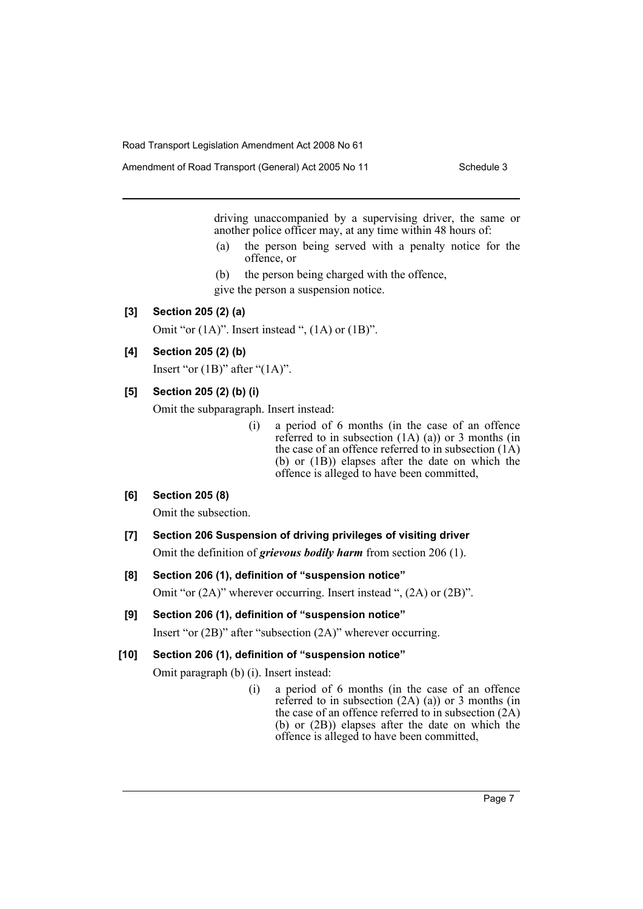driving unaccompanied by a supervising driver, the same or another police officer may, at any time within 48 hours of:

(a) the person being served with a penalty notice for the offence, or

(b) the person being charged with the offence,

give the person a suspension notice.

### [3] Section 205 (2) (a)

Omit "or (1A)". Insert instead ", (1A) or (1B)".

### [4] Section 205 (2) (b)

Insert "or (1B)" after "(1A)".

### [5] Section 205 (2) (b) (i)

Omit the subparagraph. Insert instead:

(i) a period of 6 months (in the case of an offence referred to in subsection (1A) (a)) or 3 months (in the case of an offence referred to in subsection (1A) (b) or (1B)) elapses after the date on which the offence is alleged to have been committed,

### [6] Section 205 (8)

Omit the subsection.

### [7] Section 206 Suspension of driving privileges of visiting driver

Omit the definition of ***grievous bodily harm*** from section 206 (1).

### [8] Section 206 (1), definition of "suspension notice"

Omit "or (2A)" wherever occurring. Insert instead ", (2A) or (2B)".

### [9] Section 206 (1), definition of "suspension notice"

Insert "or (2B)" after "subsection (2A)" wherever occurring.

### [10] Section 206 (1), definition of "suspension notice"

Omit paragraph (b) (i). Insert instead:

(i) a period of 6 months (in the case of an offence referred to in subsection (2A) (a)) or 3 months (in the case of an offence referred to in subsection (2A) (b) or (2B)) elapses after the date on which the offence is alleged to have been committed,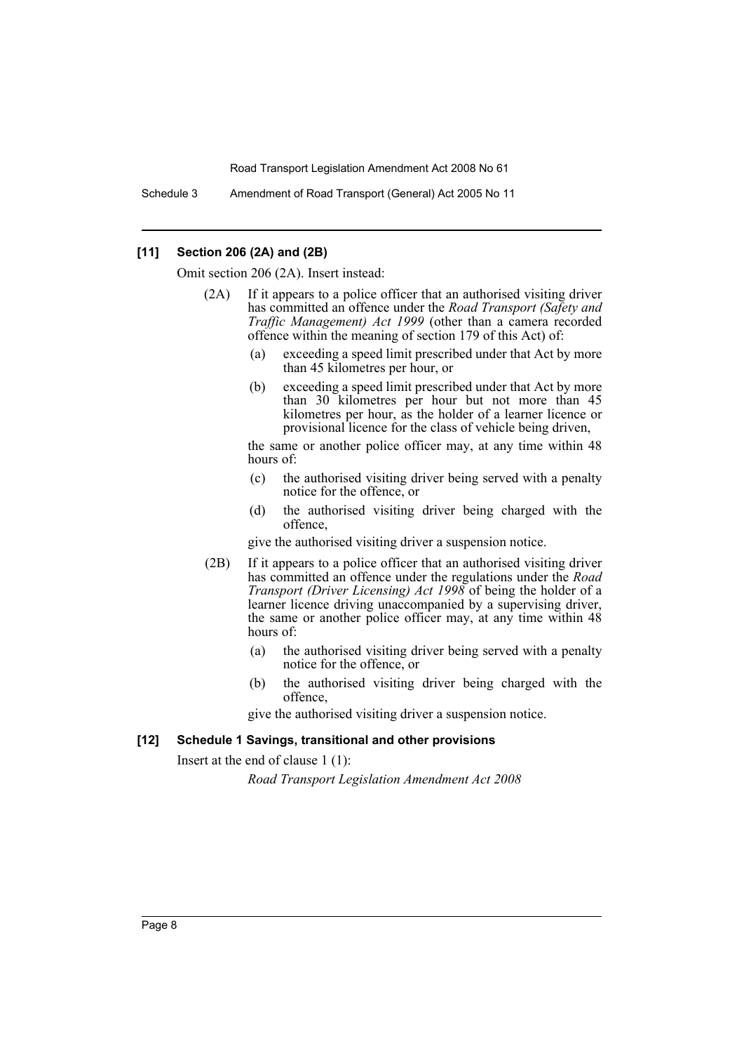### [11] Section 206 (2A) and (2B)

Omit section 206 (2A). Insert instead:

(2A) If it appears to a police officer that an authorised visiting driver has committed an offence under the *Road Transport (Safety and Traffic Management) Act 1999* (other than a camera recorded offence within the meaning of section 179 of this Act) of:

- (a) exceeding a speed limit prescribed under that Act by more than 45 kilometres per hour, or
- (b) exceeding a speed limit prescribed under that Act by more than 30 kilometres per hour but not more than 45 kilometres per hour, as the holder of a learner licence or provisional licence for the class of vehicle being driven,

the same or another police officer may, at any time within 48 hours of:

- (c) the authorised visiting driver being served with a penalty notice for the offence, or
- (d) the authorised visiting driver being charged with the offence,

give the authorised visiting driver a suspension notice.

(2B) If it appears to a police officer that an authorised visiting driver has committed an offence under the regulations under the *Road Transport (Driver Licensing) Act 1998* of being the holder of a learner licence driving unaccompanied by a supervising driver, the same or another police officer may, at any time within 48 hours of:

- (a) the authorised visiting driver being served with a penalty notice for the offence, or
- (b) the authorised visiting driver being charged with the offence,

give the authorised visiting driver a suspension notice.

### [12] Schedule 1 Savings, transitional and other provisions

Insert at the end of clause 1 (1):

*Road Transport Legislation Amendment Act 2008*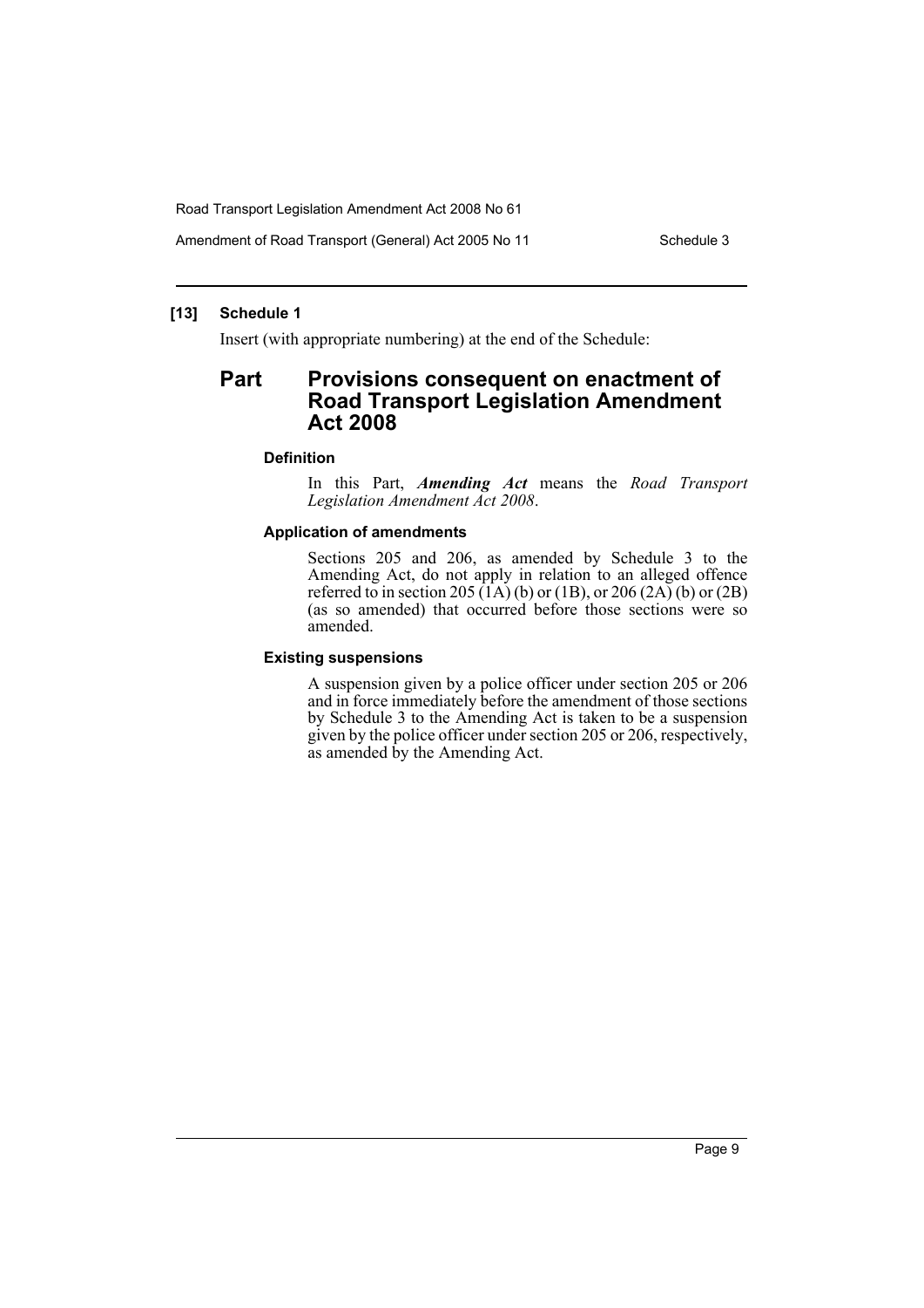## [13] Schedule 1

Insert (with appropriate numbering) at the end of the Schedule:

# Part Provisions consequent on enactment of Road Transport Legislation Amendment Act 2008

### Definition

In this Part, ***Amending Act*** means the *Road Transport Legislation Amendment Act 2008*.

### Application of amendments

Sections 205 and 206, as amended by Schedule 3 to the Amending Act, do not apply in relation to an alleged offence referred to in section 205 (1A) (b) or (1B), or 206 (2A) (b) or (2B) (as so amended) that occurred before those sections were so amended.

### Existing suspensions

A suspension given by a police officer under section 205 or 206 and in force immediately before the amendment of those sections by Schedule 3 to the Amending Act is taken to be a suspension given by the police officer under section 205 or 206, respectively, as amended by the Amending Act.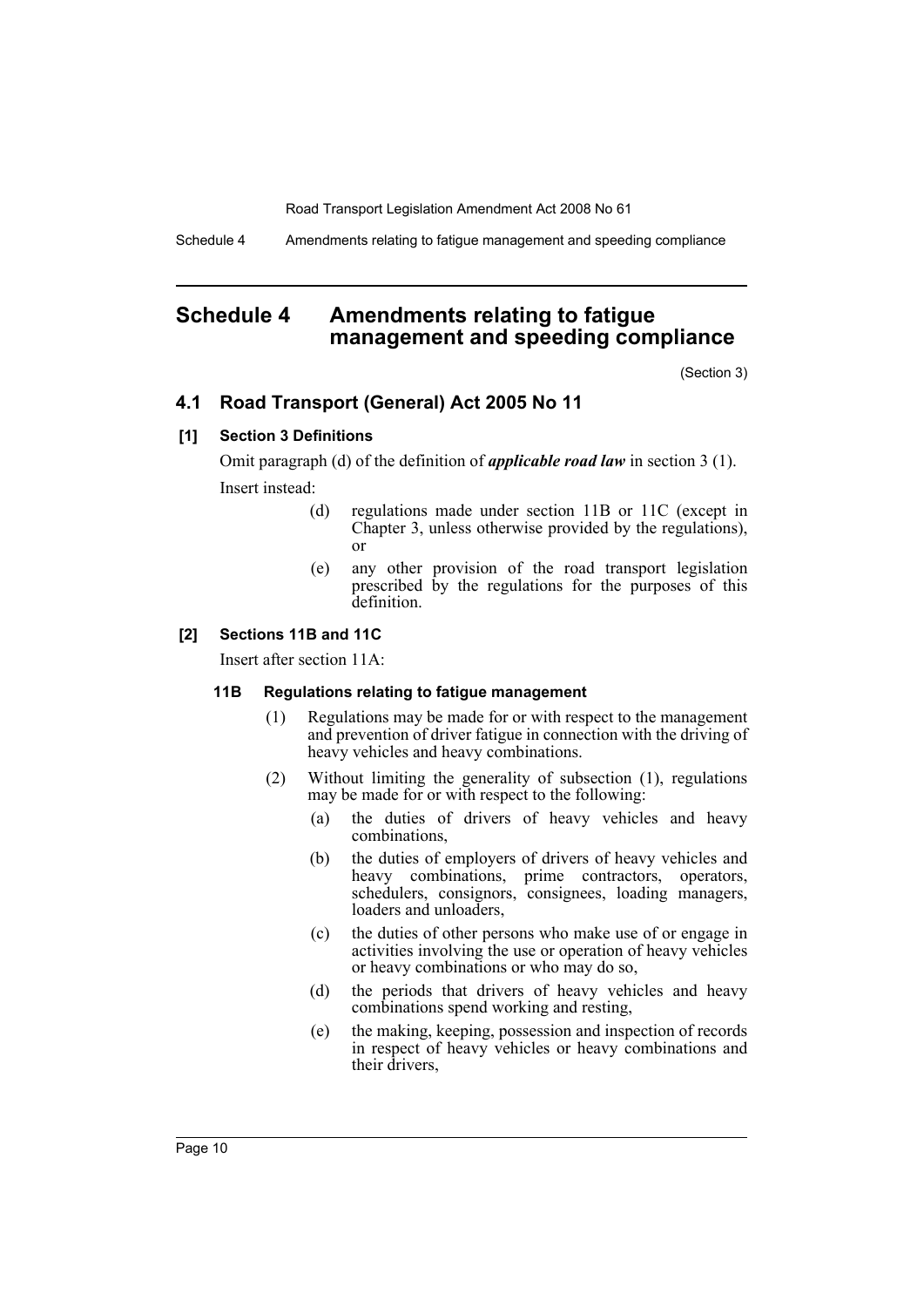# Schedule 4 Amendments relating to fatigue management and speeding compliance

(Section 3)

## 4.1 Road Transport (General) Act 2005 No 11

### [1] Section 3 Definitions

Omit paragraph (d) of the definition of ***applicable road law*** in section 3 (1).

Insert instead:

> (d) regulations made under section 11B or 11C (except in Chapter 3, unless otherwise provided by the regulations), or
>
> (e) any other provision of the road transport legislation prescribed by the regulations for the purposes of this definition.

### [2] Sections 11B and 11C

Insert after section 11A:

> **11B Regulations relating to fatigue management**
>
> (1) Regulations may be made for or with respect to the management and prevention of driver fatigue in connection with the driving of heavy vehicles and heavy combinations.
>
> (2) Without limiting the generality of subsection (1), regulations may be made for or with respect to the following:
>
> (a) the duties of drivers of heavy vehicles and heavy combinations,
>
> (b) the duties of employers of drivers of heavy vehicles and heavy combinations, prime contractors, operators, schedulers, consignors, consignees, loading managers, loaders and unloaders,
>
> (c) the duties of other persons who make use of or engage in activities involving the use or operation of heavy vehicles or heavy combinations or who may do so,
>
> (d) the periods that drivers of heavy vehicles and heavy combinations spend working and resting,
>
> (e) the making, keeping, possession and inspection of records in respect of heavy vehicles or heavy combinations and their drivers,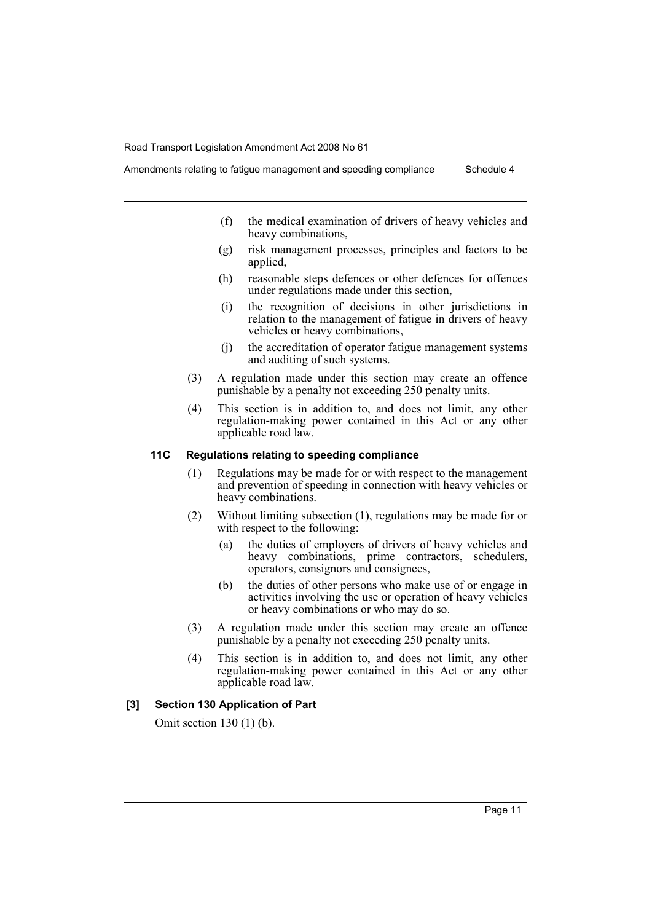(f) the medical examination of drivers of heavy vehicles and heavy combinations,

(g) risk management processes, principles and factors to be applied,

(h) reasonable steps defences or other defences for offences under regulations made under this section,

(i) the recognition of decisions in other jurisdictions in relation to the management of fatigue in drivers of heavy vehicles or heavy combinations,

(j) the accreditation of operator fatigue management systems and auditing of such systems.

(3) A regulation made under this section may create an offence punishable by a penalty not exceeding 250 penalty units.

(4) This section is in addition to, and does not limit, any other regulation-making power contained in this Act or any other applicable road law.

#### 11C Regulations relating to speeding compliance

(1) Regulations may be made for or with respect to the management and prevention of speeding in connection with heavy vehicles or heavy combinations.

(2) Without limiting subsection (1), regulations may be made for or with respect to the following:

(a) the duties of employers of drivers of heavy vehicles and heavy combinations, prime contractors, schedulers, operators, consignors and consignees,

(b) the duties of other persons who make use of or engage in activities involving the use or operation of heavy vehicles or heavy combinations or who may do so.

(3) A regulation made under this section may create an offence punishable by a penalty not exceeding 250 penalty units.

(4) This section is in addition to, and does not limit, any other regulation-making power contained in this Act or any other applicable road law.

### [3] Section 130 Application of Part

Omit section 130 (1) (b).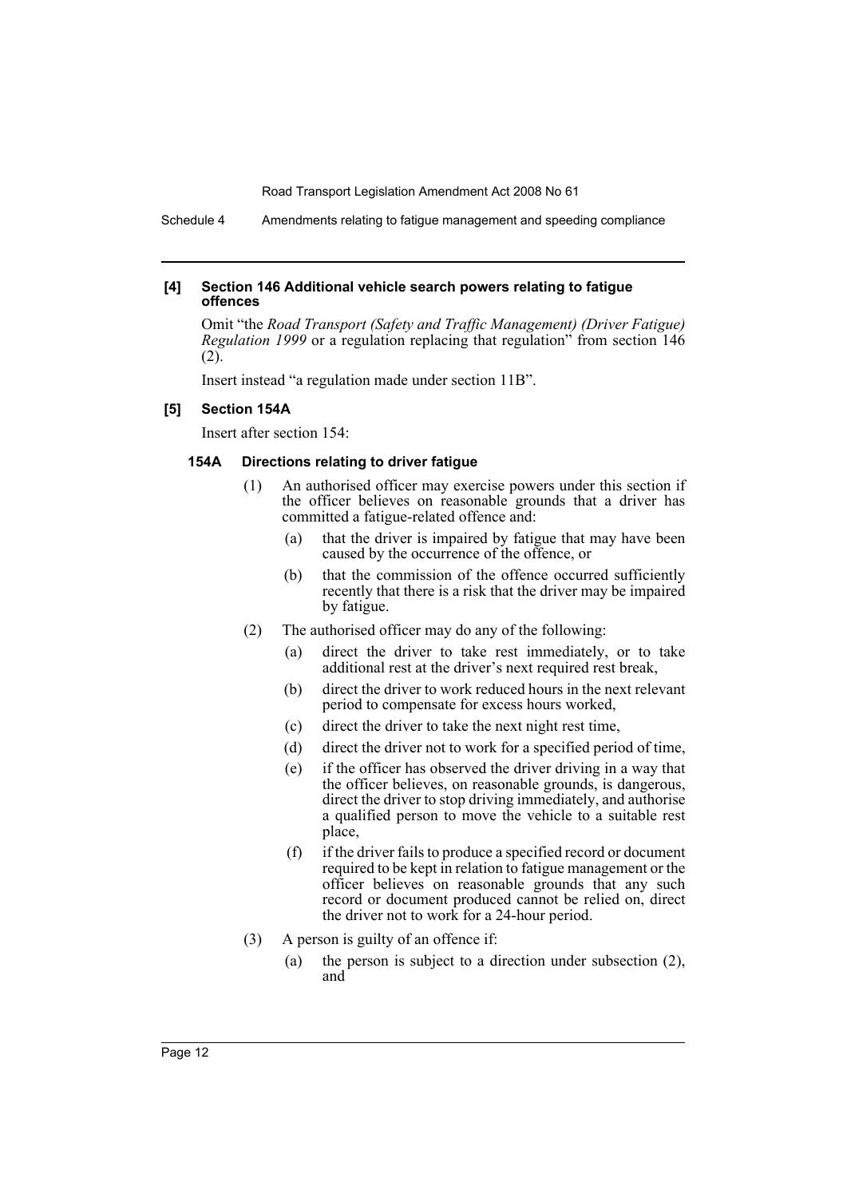#### [4] Section 146 Additional vehicle search powers relating to fatigue offences

Omit "the *Road Transport (Safety and Traffic Management) (Driver Fatigue) Regulation 1999* or a regulation replacing that regulation" from section 146 (2).

Insert instead "a regulation made under section 11B".

#### [5] Section 154A

Insert after section 154:

##### 154A Directions relating to driver fatigue

(1) An authorised officer may exercise powers under this section if the officer believes on reasonable grounds that a driver has committed a fatigue-related offence and:

- (a) that the driver is impaired by fatigue that may have been caused by the occurrence of the offence, or
- (b) that the commission of the offence occurred sufficiently recently that there is a risk that the driver may be impaired by fatigue.

(2) The authorised officer may do any of the following:

- (a) direct the driver to take rest immediately, or to take additional rest at the driver's next required rest break,
- (b) direct the driver to work reduced hours in the next relevant period to compensate for excess hours worked,
- (c) direct the driver to take the next night rest time,
- (d) direct the driver not to work for a specified period of time,
- (e) if the officer has observed the driver driving in a way that the officer believes, on reasonable grounds, is dangerous, direct the driver to stop driving immediately, and authorise a qualified person to move the vehicle to a suitable rest place,
- (f) if the driver fails to produce a specified record or document required to be kept in relation to fatigue management or the officer believes on reasonable grounds that any such record or document produced cannot be relied on, direct the driver not to work for a 24-hour period.

(3) A person is guilty of an offence if:

- (a) the person is subject to a direction under subsection (2), and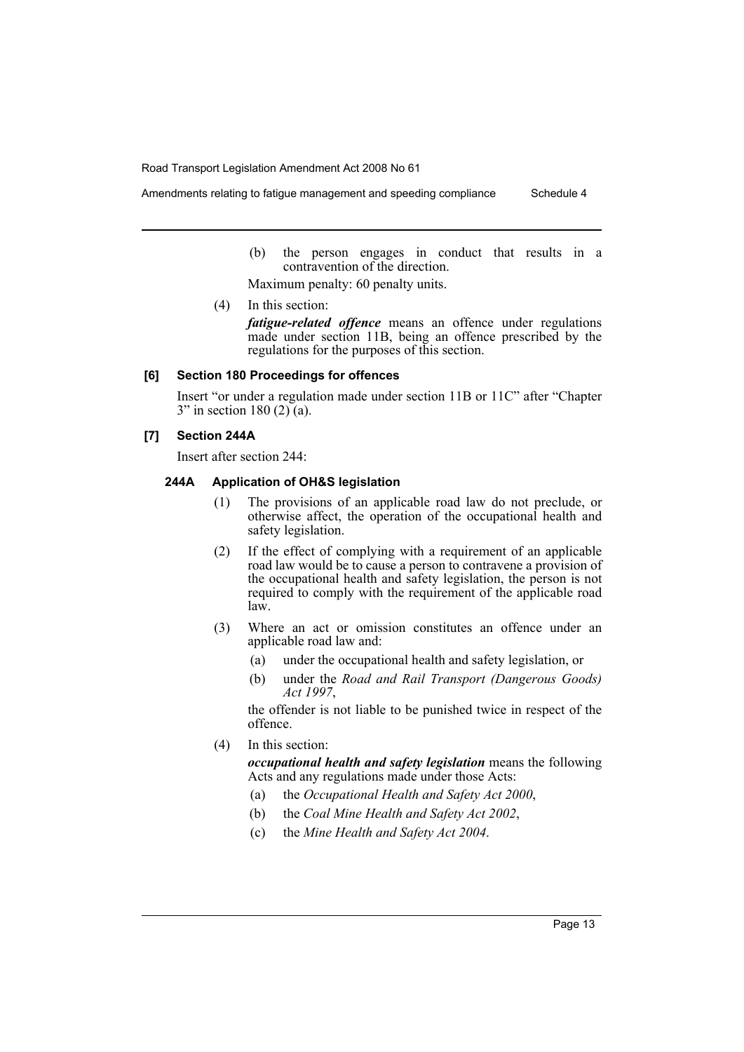(b) the person engages in conduct that results in a contravention of the direction.

Maximum penalty: 60 penalty units.

(4) In this section:

***fatigue-related offence*** means an offence under regulations made under section 11B, being an offence prescribed by the regulations for the purposes of this section.

#### [6] Section 180 Proceedings for offences

Insert "or under a regulation made under section 11B or 11C" after "Chapter 3" in section 180 (2) (a).

#### [7] Section 244A

Insert after section 244:

##### 244A Application of OH&S legislation

(1) The provisions of an applicable road law do not preclude, or otherwise affect, the operation of the occupational health and safety legislation.

(2) If the effect of complying with a requirement of an applicable road law would be to cause a person to contravene a provision of the occupational health and safety legislation, the person is not required to comply with the requirement of the applicable road law.

(3) Where an act or omission constitutes an offence under an applicable road law and:

- (a) under the occupational health and safety legislation, or
- (b) under the *Road and Rail Transport (Dangerous Goods) Act 1997*,

the offender is not liable to be punished twice in respect of the offence.

(4) In this section:

***occupational health and safety legislation*** means the following Acts and any regulations made under those Acts:

- (a) the *Occupational Health and Safety Act 2000*,
- (b) the *Coal Mine Health and Safety Act 2002*,
- (c) the *Mine Health and Safety Act 2004*.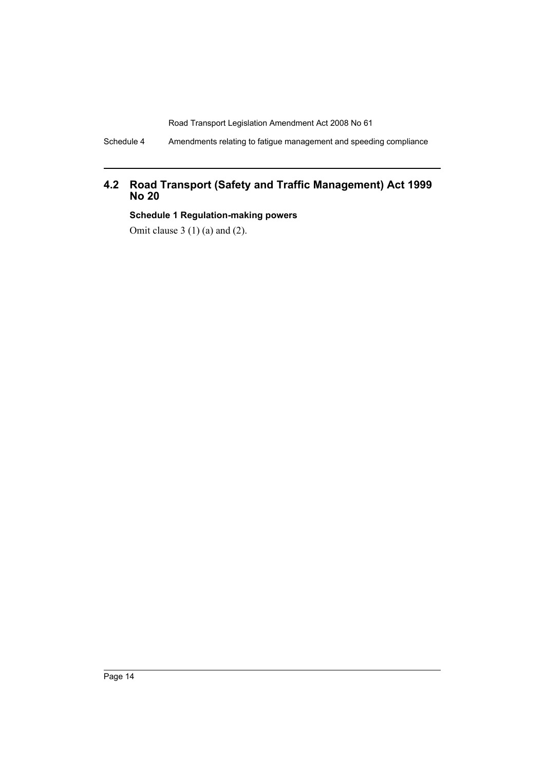## 4.2 Road Transport (Safety and Traffic Management) Act 1999 No 20

### Schedule 1 Regulation-making powers

Omit clause 3 (1) (a) and (2).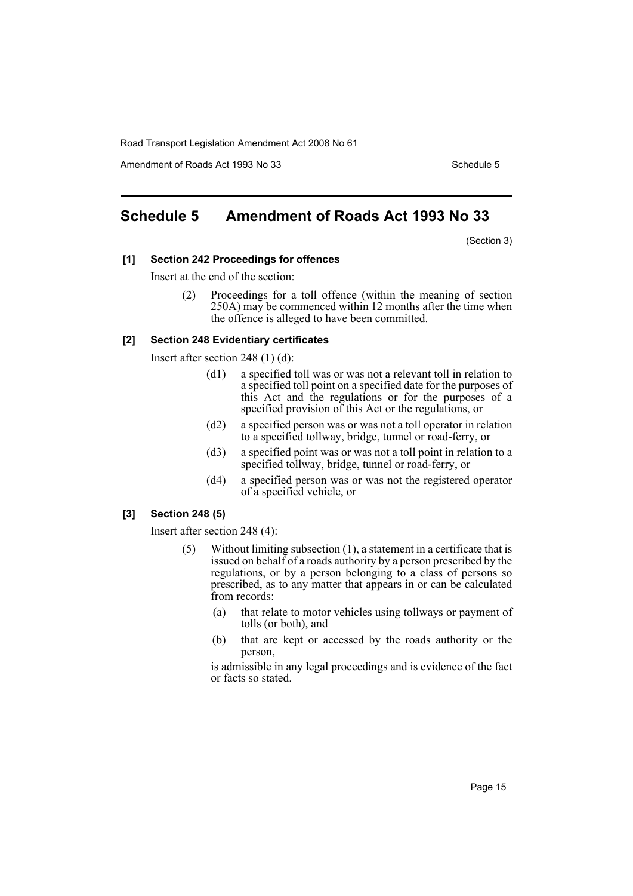## Schedule 5 Amendment of Roads Act 1993 No 33

(Section 3)

### [1] Section 242 Proceedings for offences

Insert at the end of the section:

(2) Proceedings for a toll offence (within the meaning of section 250A) may be commenced within 12 months after the time when the offence is alleged to have been committed.

### [2] Section 248 Evidentiary certificates

Insert after section 248 (1) (d):

(d1) a specified toll was or was not a relevant toll in relation to a specified toll point on a specified date for the purposes of this Act and the regulations or for the purposes of a specified provision of this Act or the regulations, or

(d2) a specified person was or was not a toll operator in relation to a specified tollway, bridge, tunnel or road-ferry, or

(d3) a specified point was or was not a toll point in relation to a specified tollway, bridge, tunnel or road-ferry, or

(d4) a specified person was or was not the registered operator of a specified vehicle, or

### [3] Section 248 (5)

Insert after section 248 (4):

(5) Without limiting subsection (1), a statement in a certificate that is issued on behalf of a roads authority by a person prescribed by the regulations, or by a person belonging to a class of persons so prescribed, as to any matter that appears in or can be calculated from records:

(a) that relate to motor vehicles using tollways or payment of tolls (or both), and

(b) that are kept or accessed by the roads authority or the person,

is admissible in any legal proceedings and is evidence of the fact or facts so stated.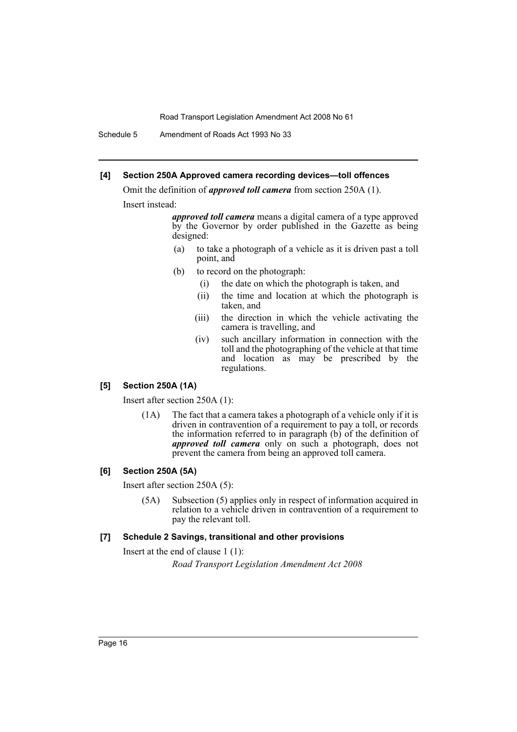### [4] Section 250A Approved camera recording devices—toll offences

Omit the definition of ***approved toll camera*** from section 250A (1).

Insert instead:

> ***approved toll camera*** means a digital camera of a type approved by the Governor by order published in the Gazette as being designed:
>
> (a) to take a photograph of a vehicle as it is driven past a toll point, and
>
> (b) to record on the photograph:
>
> (i) the date on which the photograph is taken, and
>
> (ii) the time and location at which the photograph is taken, and
>
> (iii) the direction in which the vehicle activating the camera is travelling, and
>
> (iv) such ancillary information in connection with the toll and the photographing of the vehicle at that time and location as may be prescribed by the regulations.

### [5] Section 250A (1A)

Insert after section 250A (1):

> (1A) The fact that a camera takes a photograph of a vehicle only if it is driven in contravention of a requirement to pay a toll, or records the information referred to in paragraph (b) of the definition of ***approved toll camera*** only on such a photograph, does not prevent the camera from being an approved toll camera.

### [6] Section 250A (5A)

Insert after section 250A (5):

> (5A) Subsection (5) applies only in respect of information acquired in relation to a vehicle driven in contravention of a requirement to pay the relevant toll.

### [7] Schedule 2 Savings, transitional and other provisions

Insert at the end of clause 1 (1):

> *Road Transport Legislation Amendment Act 2008*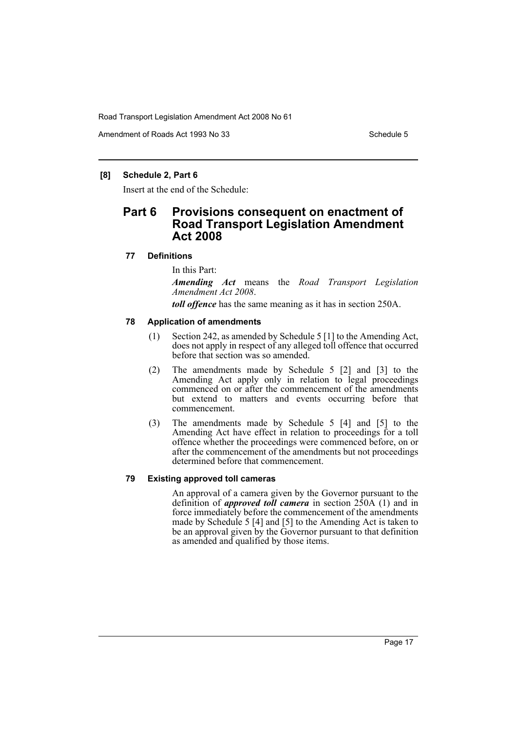### [8] Schedule 2, Part 6

Insert at the end of the Schedule:

## Part 6 Provisions consequent on enactment of Road Transport Legislation Amendment Act 2008

### 77 Definitions

In this Part:

***Amending Act*** means the *Road Transport Legislation Amendment Act 2008*.

***toll offence*** has the same meaning as it has in section 250A.

### 78 Application of amendments

(1) Section 242, as amended by Schedule 5 [1] to the Amending Act, does not apply in respect of any alleged toll offence that occurred before that section was so amended.

(2) The amendments made by Schedule 5 [2] and [3] to the Amending Act apply only in relation to legal proceedings commenced on or after the commencement of the amendments but extend to matters and events occurring before that commencement.

(3) The amendments made by Schedule 5 [4] and [5] to the Amending Act have effect in relation to proceedings for a toll offence whether the proceedings were commenced before, on or after the commencement of the amendments but not proceedings determined before that commencement.

### 79 Existing approved toll cameras

An approval of a camera given by the Governor pursuant to the definition of ***approved toll camera*** in section 250A (1) and in force immediately before the commencement of the amendments made by Schedule 5 [4] and [5] to the Amending Act is taken to be an approval given by the Governor pursuant to that definition as amended and qualified by those items.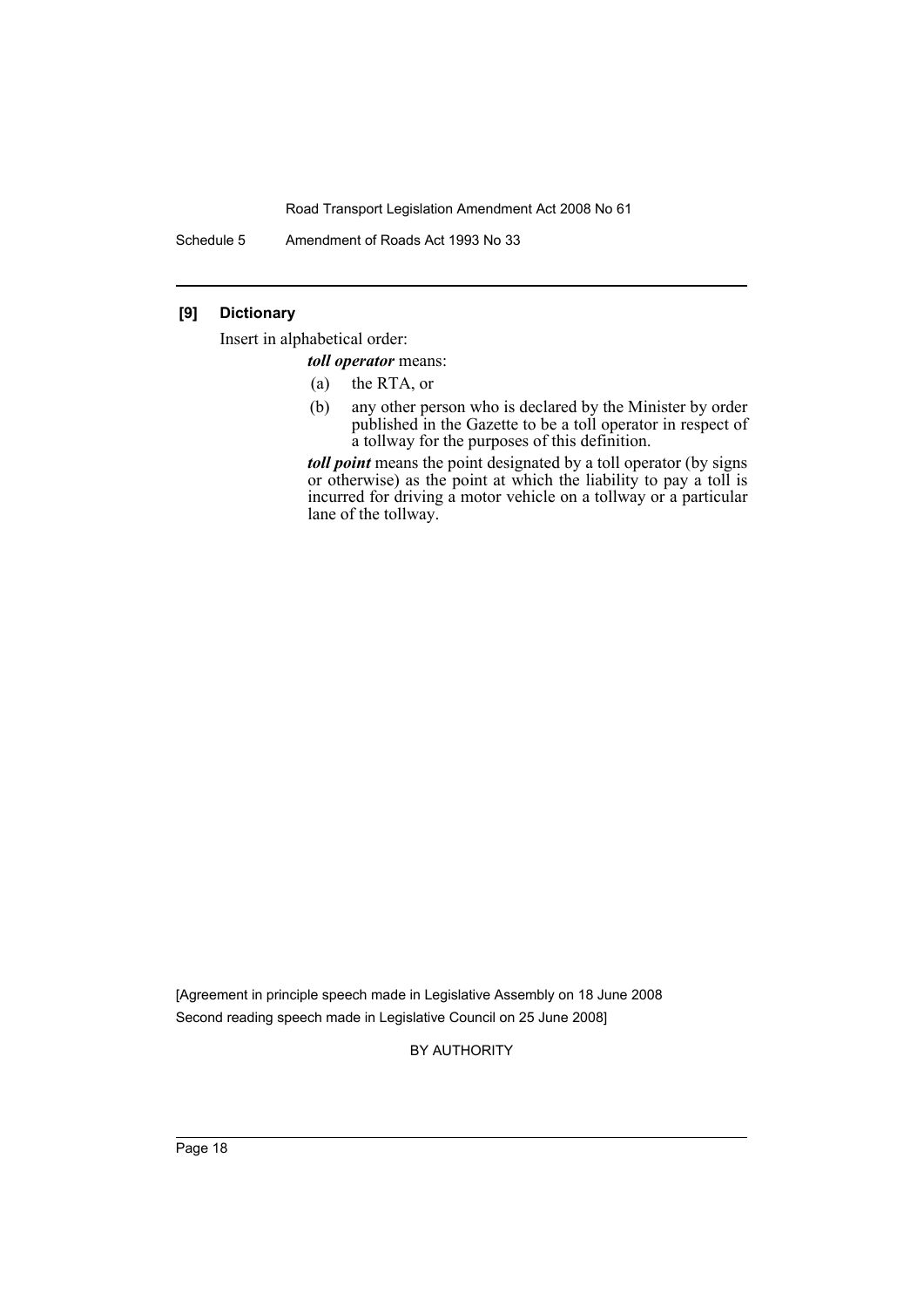### [9] Dictionary

Insert in alphabetical order:

***toll operator*** means:

(a) the RTA, or

(b) any other person who is declared by the Minister by order published in the Gazette to be a toll operator in respect of a tollway for the purposes of this definition.

***toll point*** means the point designated by a toll operator (by signs or otherwise) as the point at which the liability to pay a toll is incurred for driving a motor vehicle on a tollway or a particular lane of the tollway.

[Agreement in principle speech made in Legislative Assembly on 18 June 2008
Second reading speech made in Legislative Council on 25 June 2008]

BY AUTHORITY